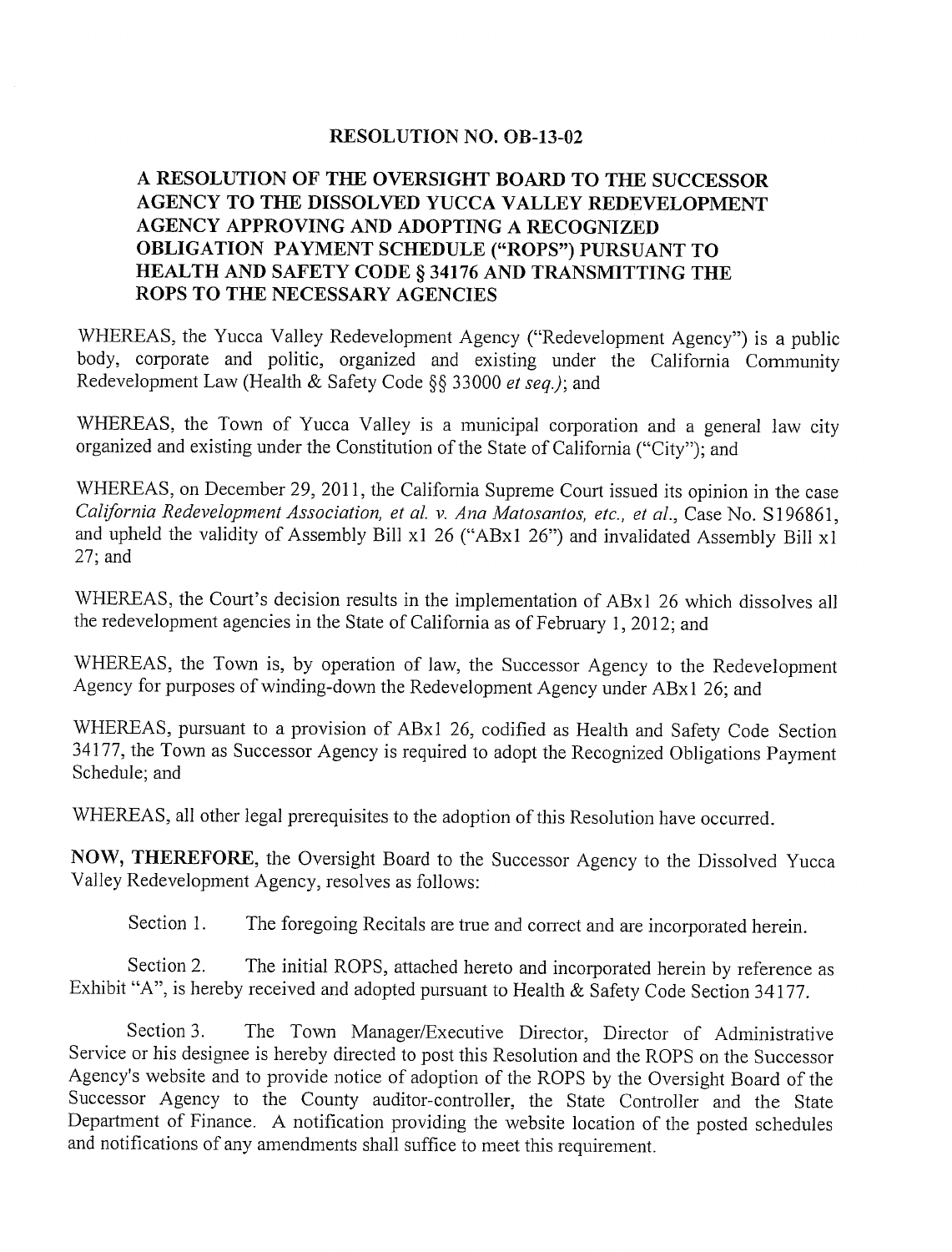# RESOLUTION NO. OB-13-02

## A RESOLUTION OF THE OVERSIGHT BOARD TO THE SUCCESSOR AGENCY TO THE DISSOLVED YUCCA VALLEY REDEVELOPMENT AGENCY APPROVING AND ADOPTING A RECOGNIZED OBLIGATION PAYMENT SCHEDULE ("ROPS") PURSUANT TO HEALTH AND SAFETY CODE § 34176 AND TRANSMITTING THE ROPS TO THE NECESSARY AGENCIES

WHEREAS, the Yucca Valley Redevelopment Agency ("Redevelopment Agency") is a public body, corporate and politic, organized and existing under the California Community Redevelopment Law (Health & Safety Code §§ 33000 *et seq.)*; and

WHEREAS, the Town of Yucca Valley is a municipal corporation and a general law city organized and existing under the Constitution of the State of California ("City"); and

WHEREAS, on December 29, 2011, the California Supreme Court issued its opinion in the case *California Redevelopment Association, et al. v. Ana Matosantos, etc., et al.*, Case No. S196861, and upheld the validity of Assembly Bill x1 26 ("ABx1 26") and invalidated Assembly Bill x1 27; and

WHEREAS, the Court's decision results in the implementation of ABx1 26 which dissolves all the redevelopment agencies in the State of California as of February 1, 2012; and

WHEREAS, the Town is, by operation of law, the Successor Agency to the Redevelopment Agency for purposes of winding-down the Redevelopment Agency under ABx1 26; and

WHEREAS, pursuant to a provision of ABx1 26, codified as Health and Safety Code Section 34177, the Town as Successor Agency is required to adopt the Recognized Obligations Payment Schedule; and

WHEREAS, all other legal prerequisites to the adoption of this Resolution have occurred.

**NOW, THEREFORE,** the Oversight Board to the Successor Agency to the Dissolved Yucca Valley Redevelopment Agency, resolves as follows:

Section 1. The foregoing Recitals are true and correct and are incorporated herein.

Section 2. The initial ROPS, attached hereto and incorporated herein by reference as Exhibit "A", is hereby received and adopted pursuant to Health & Safety Code Section 34177.

Section 3. The Town Manager/Executive Director, Director of Administrative Service or his designee is hereby directed to post this Resolution and the ROPS on the Successor Agency's website and to provide notice of adoption of the ROPS by the Oversight Board of the Successor Agency to the County auditor-controller, the State Controller and the State Department of Finance. A notification providing the website location of the posted schedules and notifications of any amendments shall suffice to meet this requirement.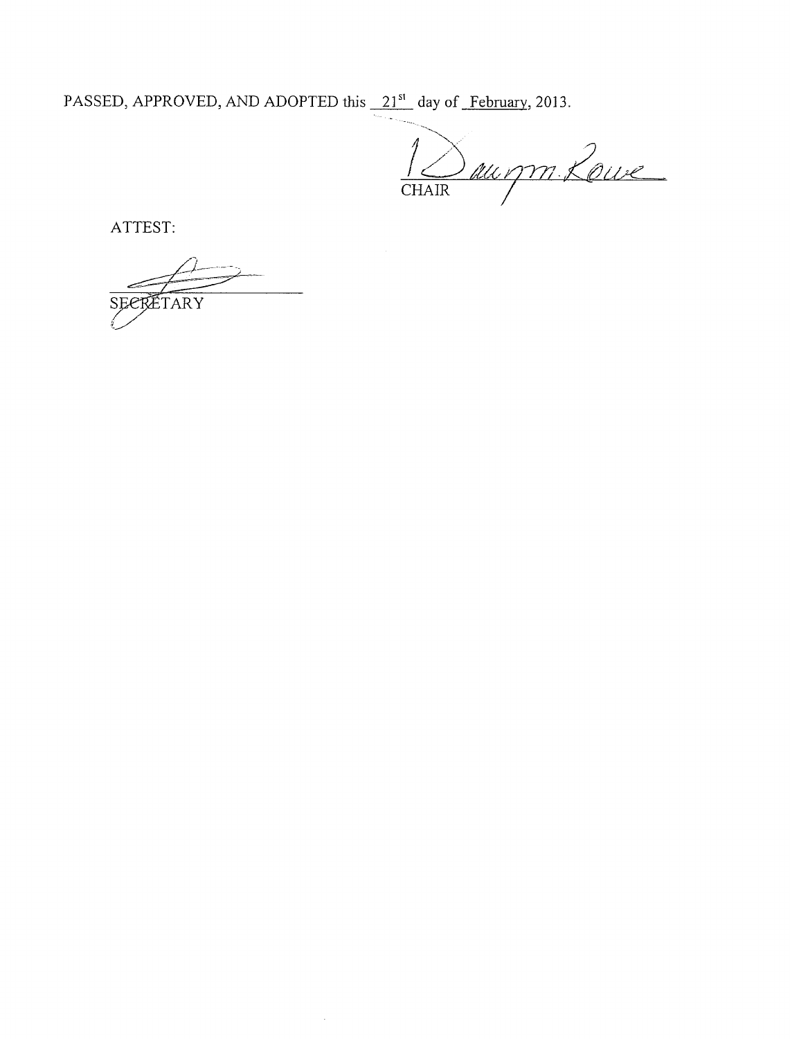PASSED, APPROVED, AND ADOPTED this 21st day of February, 2013.

Dawnyn Rowe
CHAIR

ATTEST:

SECRETARY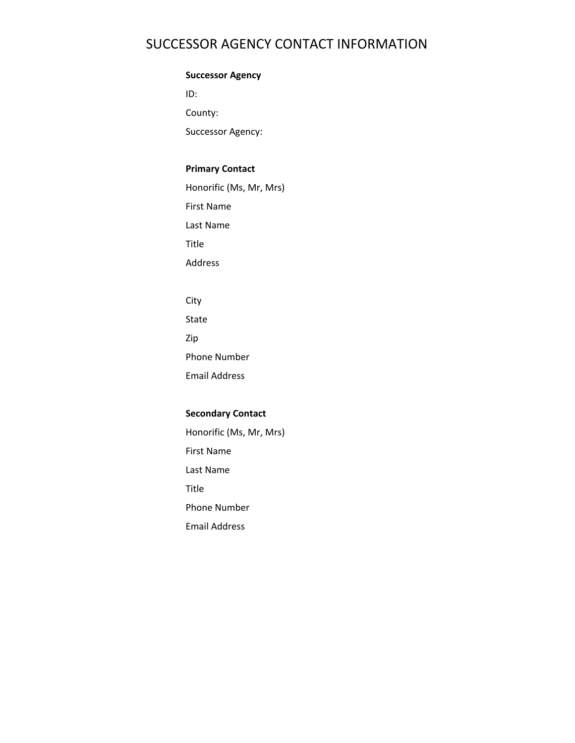# SUCCESSOR AGENCY CONTACT INFORMATION

**Successor Agency**

ID:

County:

Successor Agency:

**Primary Contact**

Honorific (Ms, Mr, Mrs)

First Name

Last Name

Title

Address

City

State

Zip

Phone Number

Email Address

**Secondary Contact**

Honorific (Ms, Mr, Mrs)

First Name

Last Name

Title

Phone Number

Email Address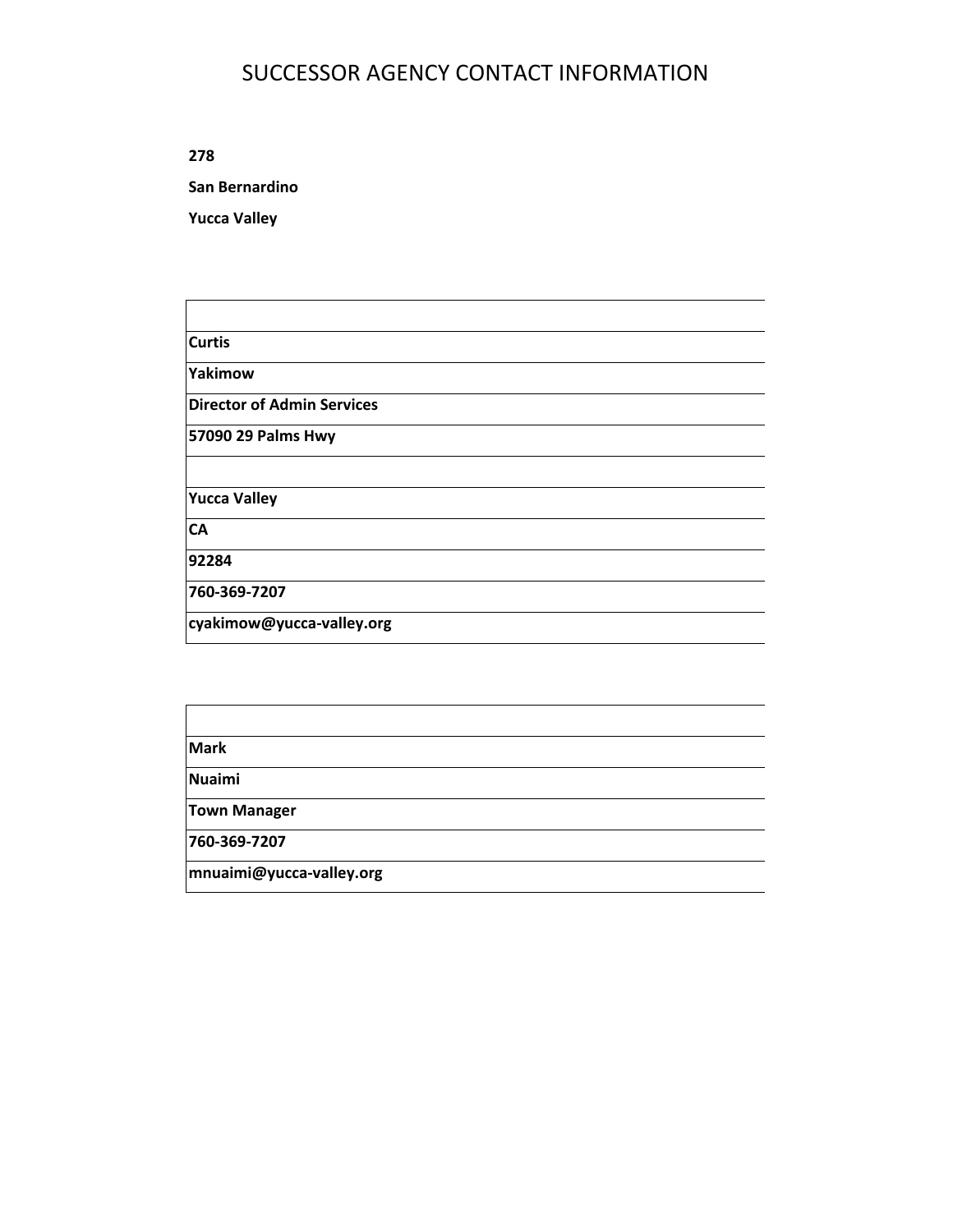# SUCCESSOR AGENCY CONTACT INFORMATION

**278**

**San Bernardino**

**Yucca Valley**

| |
|---|
| **Curtis** |
| **Yakimow** |
| **Director of Admin Services** |
| **57090 29 Palms Hwy** |
| |
| **Yucca Valley** |
| **CA** |
| **92284** |
| **760-369-7207** |
| **cyakimow@yucca-valley.org** |

| |
|---|
| **Mark** |
| **Nuaimi** |
| **Town Manager** |
| **760-369-7207** |
| **mnuaimi@yucca-valley.org** |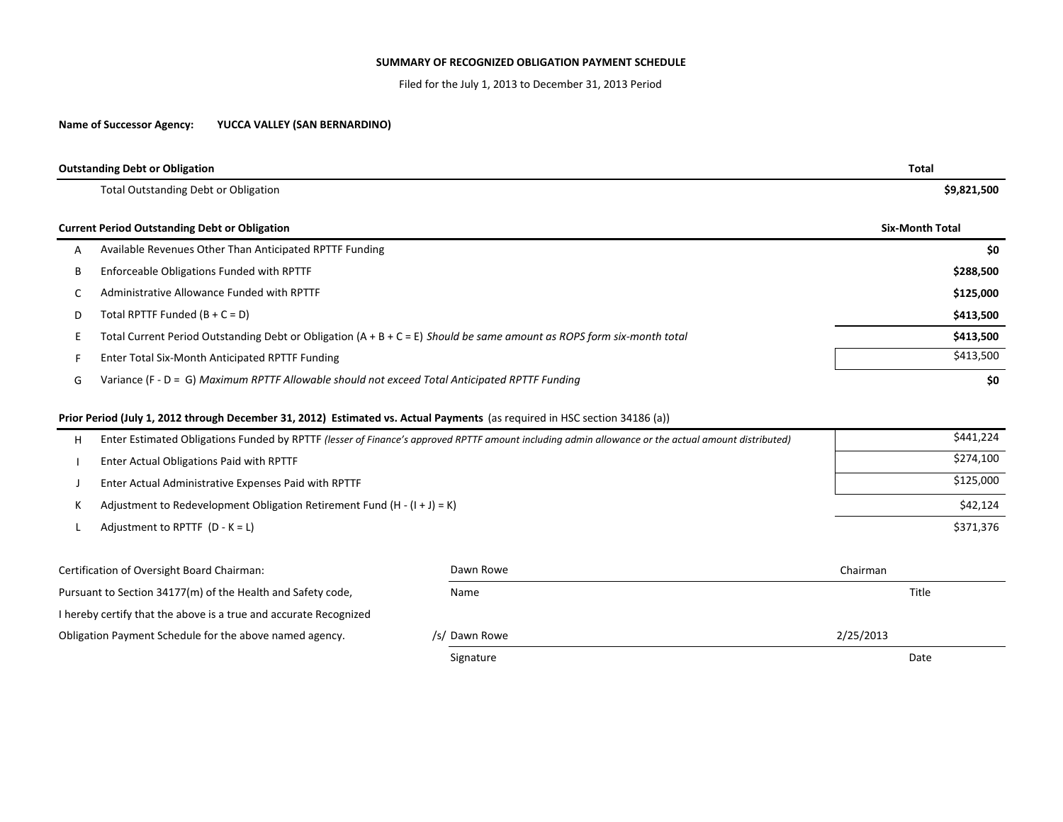# SUMMARY OF RECOGNIZED OBLIGATION PAYMENT SCHEDULE

Filed for the July 1, 2013 to December 31, 2013 Period

**Name of Successor Agency:** **YUCCA VALLEY (SAN BERNARDINO)**

| **Outstanding Debt or Obligation** | | **Total** |
|---|---|---|
| | Total Outstanding Debt or Obligation | **$9,821,500** |

| | **Current Period Outstanding Debt or Obligation** | **Six-Month Total** |
|---|---|---|
| A | Available Revenues Other Than Anticipated RPTTF Funding | **$0** |
| B | Enforceable Obligations Funded with RPTTF | **$288,500** |
| C | Administrative Allowance Funded with RPTTF | **$125,000** |
| D | Total RPTTF Funded (B + C = D) | **$413,500** |
| E | Total Current Period Outstanding Debt or Obligation (A + B + C = E) *Should be same amount as ROPS form six-month total* | **$413,500** |
| F | Enter Total Six-Month Anticipated RPTTF Funding | $413,500 |
| G | Variance (F - D = G) *Maximum RPTTF Allowable should not exceed Total Anticipated RPTTF Funding* | **$0** |

**Prior Period (July 1, 2012 through December 31, 2012) Estimated vs. Actual Payments** (as required in HSC section 34186 (a))

| | | |
|---|---|---|
| H | Enter Estimated Obligations Funded by RPTTF *(lesser of Finance's approved RPTTF amount including admin allowance or the actual amount distributed)* | $441,224 |
| I | Enter Actual Obligations Paid with RPTTF | $274,100 |
| J | Enter Actual Administrative Expenses Paid with RPTTF | $125,000 |
| K | Adjustment to Redevelopment Obligation Retirement Fund (H - (I + J) = K) | $42,124 |
| L | Adjustment to RPTTF (D - K = L) | $371,376 |

Certification of Oversight Board Chairman:
Pursuant to Section 34177(m) of the Health and Safety code,
I hereby certify that the above is a true and accurate Recognized
Obligation Payment Schedule for the above named agency.

| | |
|---|---|
| Dawn Rowe | Chairman |
| Name | Title |
| /s/ Dawn Rowe | 2/25/2013 |
| Signature | Date |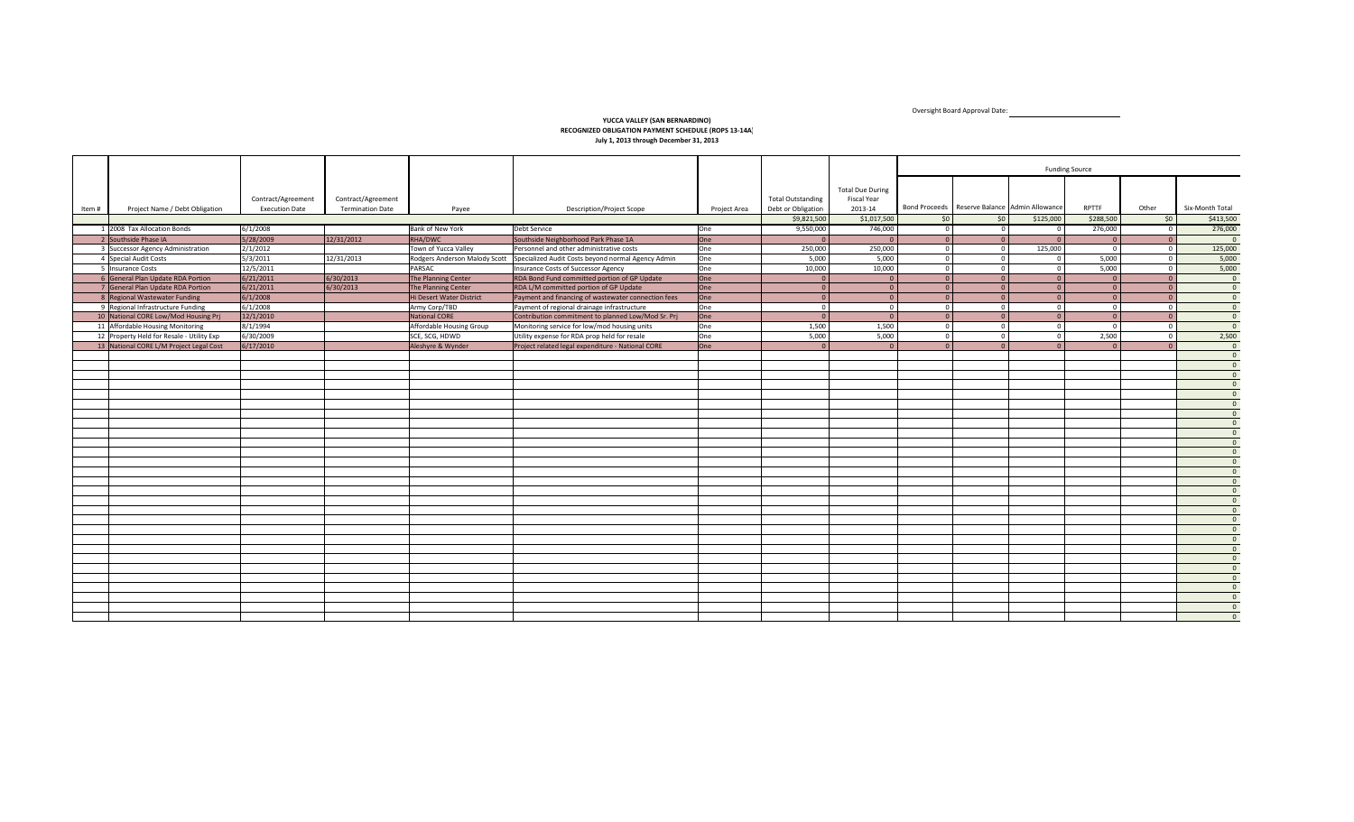Oversight Board Approval Date: ____________

**YUCCA VALLEY (SAN BERNARDINO)**
**RECOGNIZED OBLIGATION PAYMENT SCHEDULE (ROPS 13-14A)**
**July 1, 2013 through December 31, 2013**

| | | | | | | | | | Funding Source | | | | | | |
|---|---|---|---|---|---|---|---|---|---|---|---|---|---|---|---|
| Item # | Project Name / Debt Obligation | Contract/Agreement Execution Date | Contract/Agreement Termination Date | Payee | Description/Project Scope | Project Area | Total Outstanding Debt or Obligation | Total Due During Fiscal Year 2013-14 | Bond Proceeds | Reserve Balance | Admin Allowance | RPTTF | Other | Six-Month Total |
| | | | | | | | $9,821,500 | $1,017,500 | $0 | $0 | $125,000 | $288,500 | $0 | $413,500 |
| 1 | 2008 Tax Allocation Bonds | 6/1/2008 | | Bank of New York | Debt Service | One | 9,550,000 | 746,000 | 0 | 0 | 0 | 276,000 | 0 | 276,000 |
| 2 | Southside Phase IA | 5/28/2009 | 12/31/2012 | RHA/DWC | Southside Neighborhood Park Phase 1A | One | 0 | 0 | 0 | 0 | 0 | 0 | 0 | 0 |
| 3 | Successor Agency Administration | 2/1/2012 | | Town of Yucca Valley | Personnel and other administrative costs | One | 250,000 | 250,000 | 0 | 0 | 125,000 | 0 | 0 | 125,000 |
| 4 | Special Audit Costs | 5/3/2011 | 12/31/2013 | Rodgers Anderson Malody Scott | Specialized Audit Costs beyond normal Agency Admin | One | 5,000 | 5,000 | 0 | 0 | 0 | 5,000 | 0 | 5,000 |
| 5 | Insurance Costs | 12/5/2011 | | PARSAC | Insurance Costs of Successor Agency | One | 10,000 | 10,000 | 0 | 0 | 0 | 5,000 | 0 | 5,000 |
| 6 | General Plan Update RDA Portion | 6/21/2011 | 6/30/2013 | The Planning Center | RDA Bond Fund committed portion of GP Update | One | 0 | 0 | 0 | 0 | 0 | 0 | 0 | 0 |
| 7 | General Plan Update RDA Portion | 6/21/2011 | 6/30/2013 | The Planning Center | RDA L/M committed portion of GP Update | One | 0 | 0 | 0 | 0 | 0 | 0 | 0 | 0 |
| 8 | Regional Wastewater Funding | 6/1/2008 | | Hi Desert Water District | Payment and financing of wastewater connection fees | One | 0 | 0 | 0 | 0 | 0 | 0 | 0 | 0 |
| 9 | Regional Infrastructure Funding | 6/1/2008 | | Army Corp/TBD | Payment of regional drainage infrastructure | One | 0 | 0 | 0 | 0 | 0 | 0 | 0 | 0 |
| 10 | National CORE Low/Mod Housing Prj | 12/1/2010 | | National CORE | Contribution commitment to planned Low/Mod Sr. Prj | One | 0 | 0 | 0 | 0 | 0 | 0 | 0 | 0 |
| 11 | Affordable Housing Monitoring | 8/1/1994 | | Affordable Housing Group | Monitoring service for low/mod housing units | One | 1,500 | 1,500 | 0 | 0 | 0 | 0 | 0 | 0 |
| 12 | Property Held for Resale - Utility Exp | 6/30/2009 | | SCE, SCG, HDWD | Utility expense for RDA prop held for resale | One | 5,000 | 5,000 | 0 | 0 | 0 | 2,500 | 0 | 2,500 |
| 13 | National CORE L/M Project Legal Cost | 6/17/2010 | | Aleshyre & Wynder | Project related legal expenditure - National CORE | One | 0 | 0 | 0 | 0 | 0 | 0 | 0 | 0 |
| | | | | | | | | | | | | | | 0 |
| | | | | | | | | | | | | | | 0 |
| | | | | | | | | | | | | | | 0 |
| | | | | | | | | | | | | | | 0 |
| | | | | | | | | | | | | | | 0 |
| | | | | | | | | | | | | | | 0 |
| | | | | | | | | | | | | | | 0 |
| | | | | | | | | | | | | | | 0 |
| | | | | | | | | | | | | | | 0 |
| | | | | | | | | | | | | | | 0 |
| | | | | | | | | | | | | | | 0 |
| | | | | | | | | | | | | | | 0 |
| | | | | | | | | | | | | | | 0 |
| | | | | | | | | | | | | | | 0 |
| | | | | | | | | | | | | | | 0 |
| | | | | | | | | | | | | | | 0 |
| | | | | | | | | | | | | | | 0 |
| | | | | | | | | | | | | | | 0 |
| | | | | | | | | | | | | | | 0 |
| | | | | | | | | | | | | | | 0 |
| | | | | | | | | | | | | | | 0 |
| | | | | | | | | | | | | | | 0 |
| | | | | | | | | | | | | | | 0 |
| | | | | | | | | | | | | | | 0 |
| | | | | | | | | | | | | | | 0 |
| | | | | | | | | | | | | | | 0 |
| | | | | | | | | | | | | | | 0 |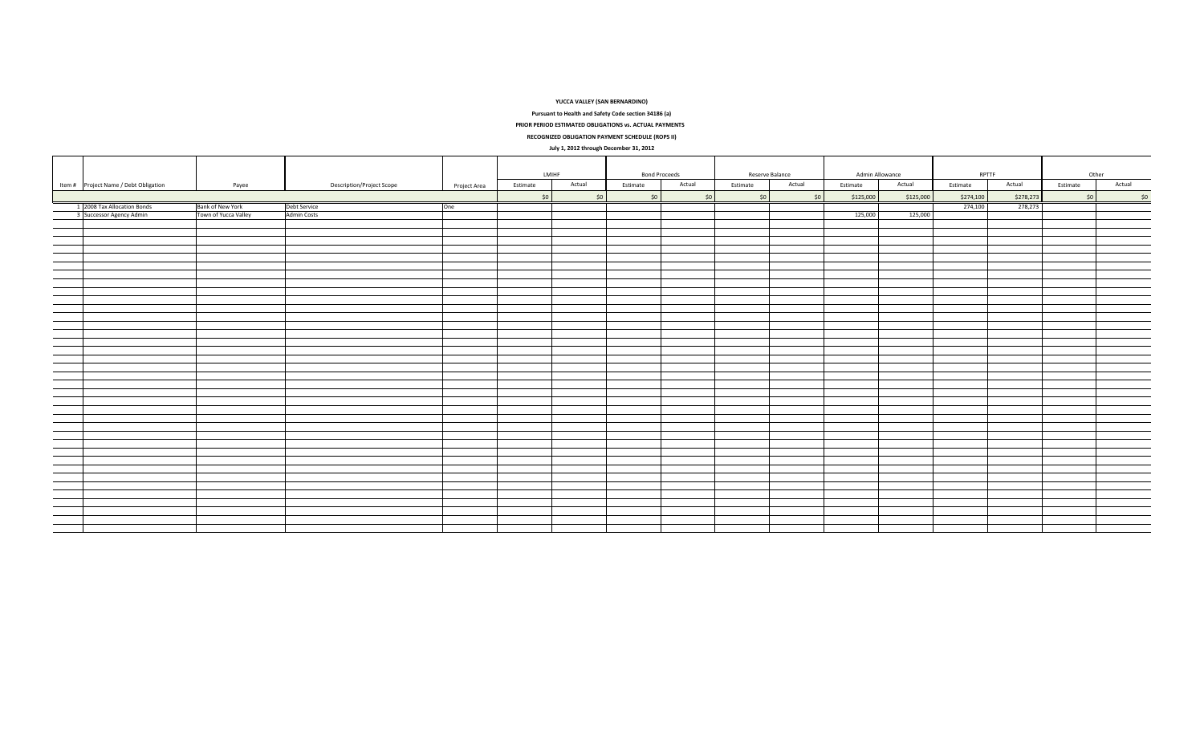**YUCCA VALLEY (SAN BERNARDINO)**

**Pursuant to Health and Safety Code section 34186 (a)**

**PRIOR PERIOD ESTIMATED OBLIGATIONS vs. ACTUAL PAYMENTS**

**RECOGNIZED OBLIGATION PAYMENT SCHEDULE (ROPS II)**

**July 1, 2012 through December 31, 2012**

| | | | | | LMIHF | | Bond Proceeds | | Reserve Balance | | Admin Allowance | | RPTTF | | Other | |
|---|---|---|---|---|---|---|---|---|---|---|---|---|---|---|---|---|
| Item # | Project Name / Debt Obligation | Payee | Description/Project Scope | Project Area | Estimate | Actual | Estimate | Actual | Estimate | Actual | Estimate | Actual | Estimate | Actual | Estimate | Actual |
| | | | | | $0 | $0 | $0 | $0 | $0 | $0 | $125,000 | $125,000 | $274,100 | $278,273 | $0 | $0 |
| 1 | 2008 Tax Allocation Bonds | Bank of New York | Debt Service | One | | | | | | | | | 274,100 | 278,273 | | |
| 3 | Successor Agency Admin | Town of Yucca Valley | Admin Costs | | | | | | | | 125,000 | 125,000 | | | | |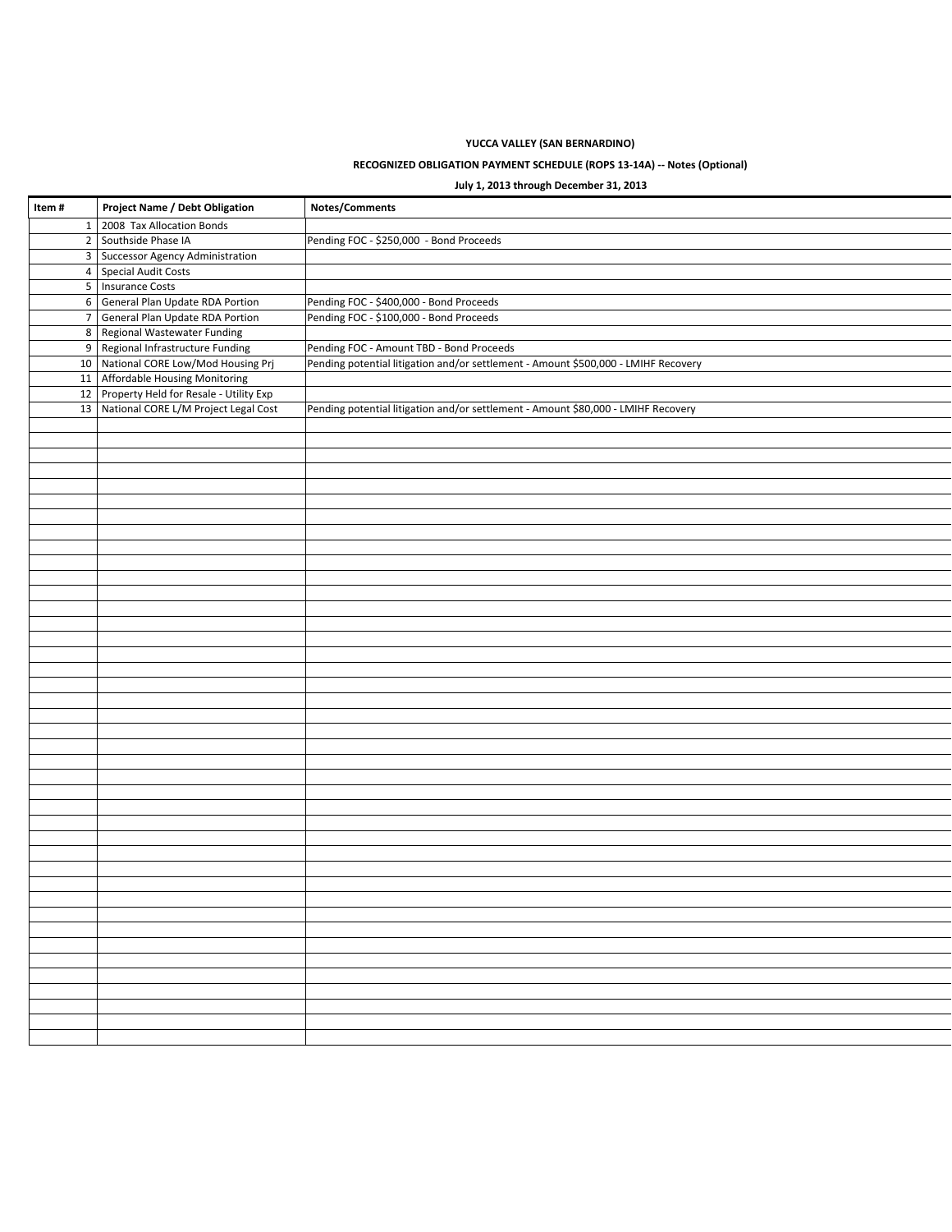**YUCCA VALLEY (SAN BERNARDINO)**

**RECOGNIZED OBLIGATION PAYMENT SCHEDULE (ROPS 13-14A) -- Notes (Optional)**

**July 1, 2013 through December 31, 2013**

| Item # | Project Name / Debt Obligation | Notes/Comments |
|---|---|---|
| 1 | 2008 Tax Allocation Bonds | |
| 2 | Southside Phase IA | Pending FOC - $250,000 - Bond Proceeds |
| 3 | Successor Agency Administration | |
| 4 | Special Audit Costs | |
| 5 | Insurance Costs | |
| 6 | General Plan Update RDA Portion | Pending FOC - $400,000 - Bond Proceeds |
| 7 | General Plan Update RDA Portion | Pending FOC - $100,000 - Bond Proceeds |
| 8 | Regional Wastewater Funding | |
| 9 | Regional Infrastructure Funding | Pending FOC - Amount TBD - Bond Proceeds |
| 10 | National CORE Low/Mod Housing Prj | Pending potential litigation and/or settlement - Amount $500,000 - LMIHF Recovery |
| 11 | Affordable Housing Monitoring | |
| 12 | Property Held for Resale - Utility Exp | |
| 13 | National CORE L/M Project Legal Cost | Pending potential litigation and/or settlement - Amount $80,000 - LMIHF Recovery |